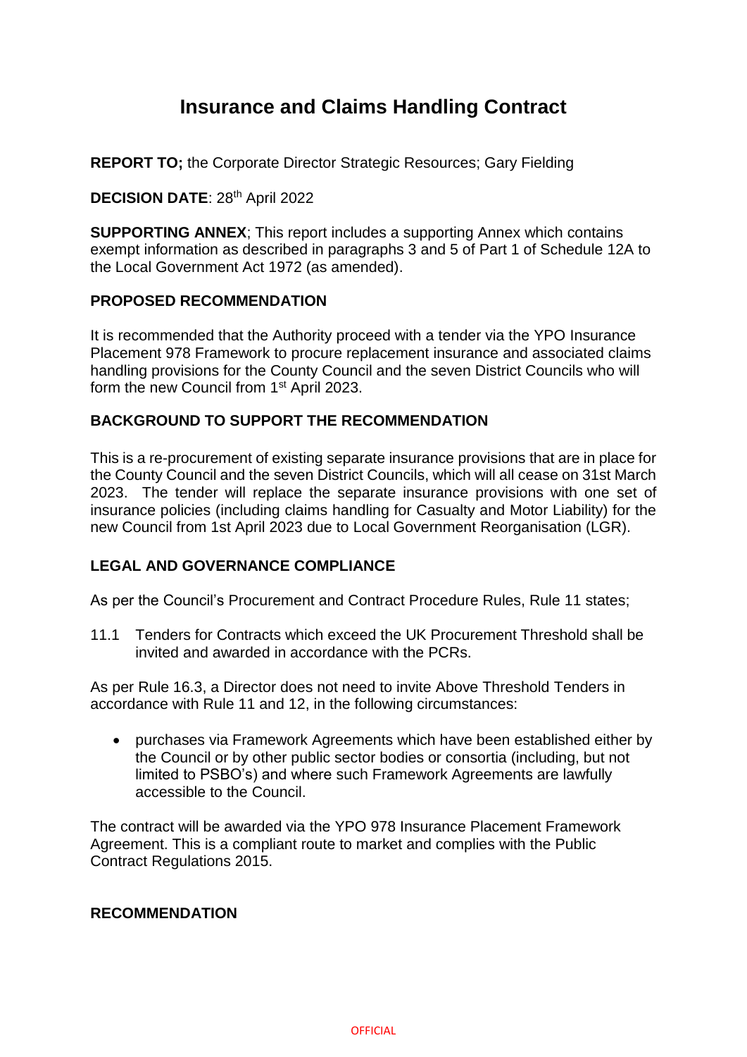# Insurance and Claims Handling Contract

**REPORT TO;** the Corporate Director Strategic Resources; Gary Fielding

**DECISION DATE**: 28th April 2022

**SUPPORTING ANNEX**; This report includes a supporting Annex which contains exempt information as described in paragraphs 3 and 5 of Part 1 of Schedule 12A to the Local Government Act 1972 (as amended).

**PROPOSED RECOMMENDATION**

It is recommended that the Authority proceed with a tender via the YPO Insurance Placement 978 Framework to procure replacement insurance and associated claims handling provisions for the County Council and the seven District Councils who will form the new Council from 1st April 2023.

**BACKGROUND TO SUPPORT THE RECOMMENDATION**

This is a re-procurement of existing separate insurance provisions that are in place for the County Council and the seven District Councils, which will all cease on 31st March 2023. The tender will replace the separate insurance provisions with one set of insurance policies (including claims handling for Casualty and Motor Liability) for the new Council from 1st April 2023 due to Local Government Reorganisation (LGR).

**LEGAL AND GOVERNANCE COMPLIANCE**

As per the Council's Procurement and Contract Procedure Rules, Rule 11 states;

11.1 Tenders for Contracts which exceed the UK Procurement Threshold shall be invited and awarded in accordance with the PCRs.

As per Rule 16.3, a Director does not need to invite Above Threshold Tenders in accordance with Rule 11 and 12, in the following circumstances:

- purchases via Framework Agreements which have been established either by the Council or by other public sector bodies or consortia (including, but not limited to PSBO's) and where such Framework Agreements are lawfully accessible to the Council.

The contract will be awarded via the YPO 978 Insurance Placement Framework Agreement. This is a compliant route to market and complies with the Public Contract Regulations 2015.

**RECOMMENDATION**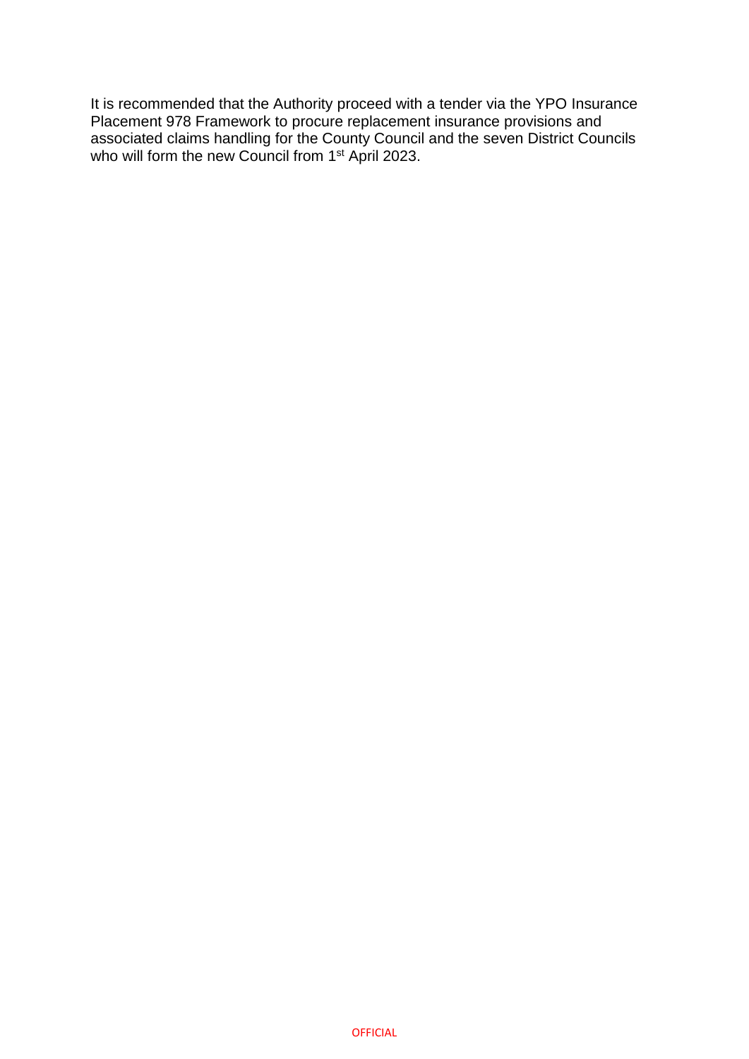It is recommended that the Authority proceed with a tender via the YPO Insurance Placement 978 Framework to procure replacement insurance provisions and associated claims handling for the County Council and the seven District Councils who will form the new Council from 1st April 2023.